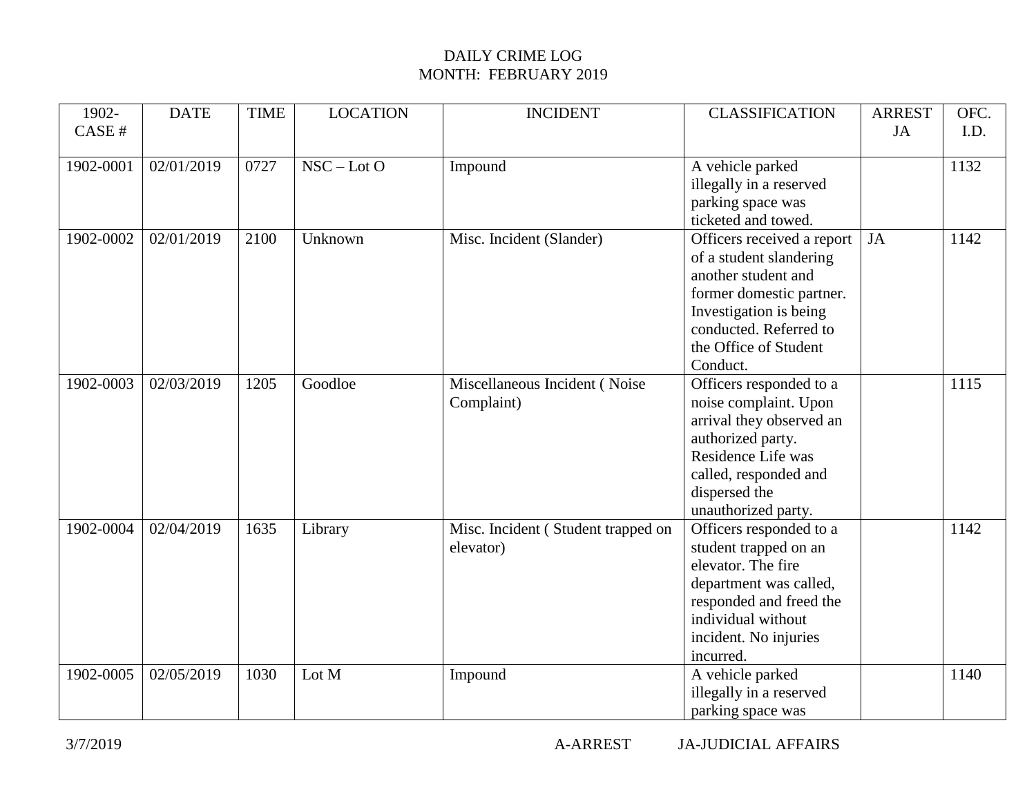# DAILY CRIME LOG
## MONTH: FEBRUARY 2019

| 1902- CASE # | DATE | TIME | LOCATION | INCIDENT | CLASSIFICATION | ARREST JA | OFC. I.D. |
|---|---|---|---|---|---|---|---|
| 1902-0001 | 02/01/2019 | 0727 | NSC – Lot O | Impound | A vehicle parked illegally in a reserved parking space was ticketed and towed. | | 1132 |
| 1902-0002 | 02/01/2019 | 2100 | Unknown | Misc. Incident (Slander) | Officers received a report of a student slandering another student and former domestic partner. Investigation is being conducted. Referred to the Office of Student Conduct. | JA | 1142 |
| 1902-0003 | 02/03/2019 | 1205 | Goodloe | Miscellaneous Incident ( Noise Complaint) | Officers responded to a noise complaint. Upon arrival they observed an authorized party. Residence Life was called, responded and dispersed the unauthorized party. | | 1115 |
| 1902-0004 | 02/04/2019 | 1635 | Library | Misc. Incident ( Student trapped on elevator) | Officers responded to a student trapped on an elevator. The fire department was called, responded and freed the individual without incident. No injuries incurred. | | 1142 |
| 1902-0005 | 02/05/2019 | 1030 | Lot M | Impound | A vehicle parked illegally in a reserved parking space was | | 1140 |

3/7/2019 A-ARREST JA-JUDICIAL AFFAIRS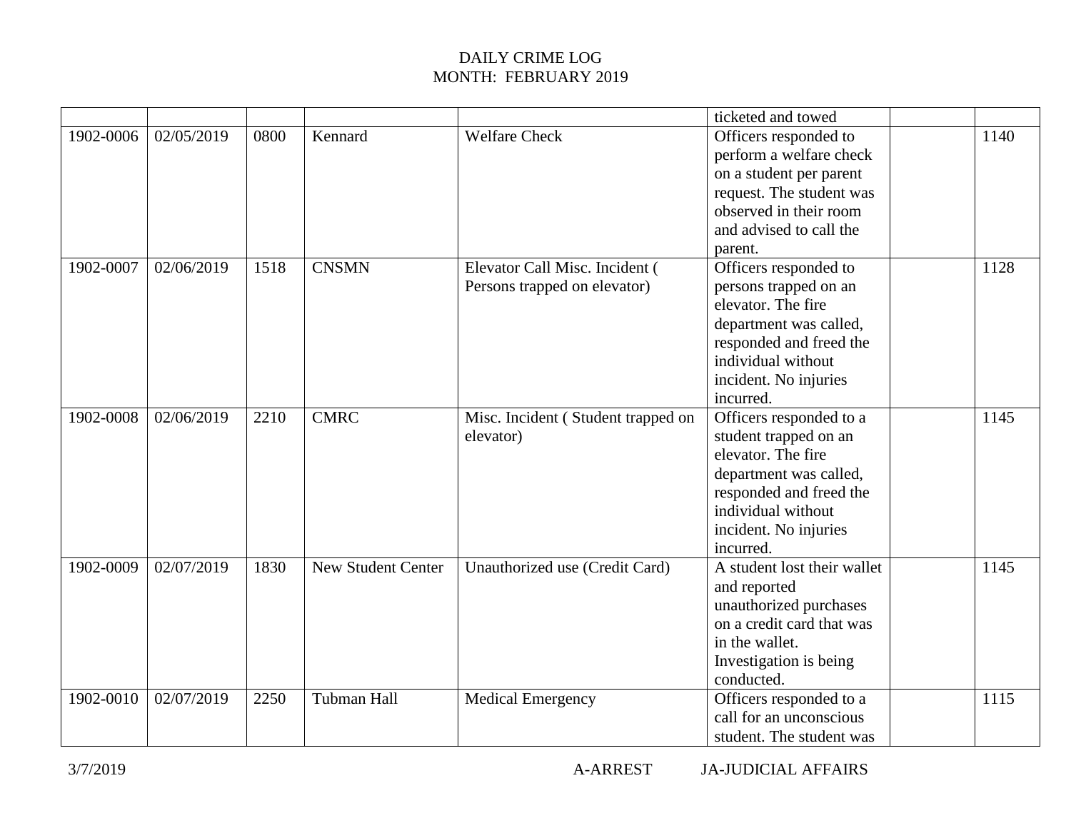DAILY CRIME LOG
MONTH: FEBRUARY 2019

| | | | | | | | |
|---|---|---|---|---|---|---|---|
| | | | | | ticketed and towed | | |
| 1902-0006 | 02/05/2019 | 0800 | Kennard | Welfare Check | Officers responded to perform a welfare check on a student per parent request. The student was observed in their room and advised to call the parent. | | 1140 |
| 1902-0007 | 02/06/2019 | 1518 | CNSMN | Elevator Call Misc. Incident ( Persons trapped on elevator) | Officers responded to persons trapped on an elevator. The fire department was called, responded and freed the individual without incident. No injuries incurred. | | 1128 |
| 1902-0008 | 02/06/2019 | 2210 | CMRC | Misc. Incident ( Student trapped on elevator) | Officers responded to a student trapped on an elevator. The fire department was called, responded and freed the individual without incident. No injuries incurred. | | 1145 |
| 1902-0009 | 02/07/2019 | 1830 | New Student Center | Unauthorized use (Credit Card) | A student lost their wallet and reported unauthorized purchases on a credit card that was in the wallet. Investigation is being conducted. | | 1145 |
| 1902-0010 | 02/07/2019 | 2250 | Tubman Hall | Medical Emergency | Officers responded to a call for an unconscious student. The student was | | 1115 |

3/7/2019 A-ARREST JA-JUDICIAL AFFAIRS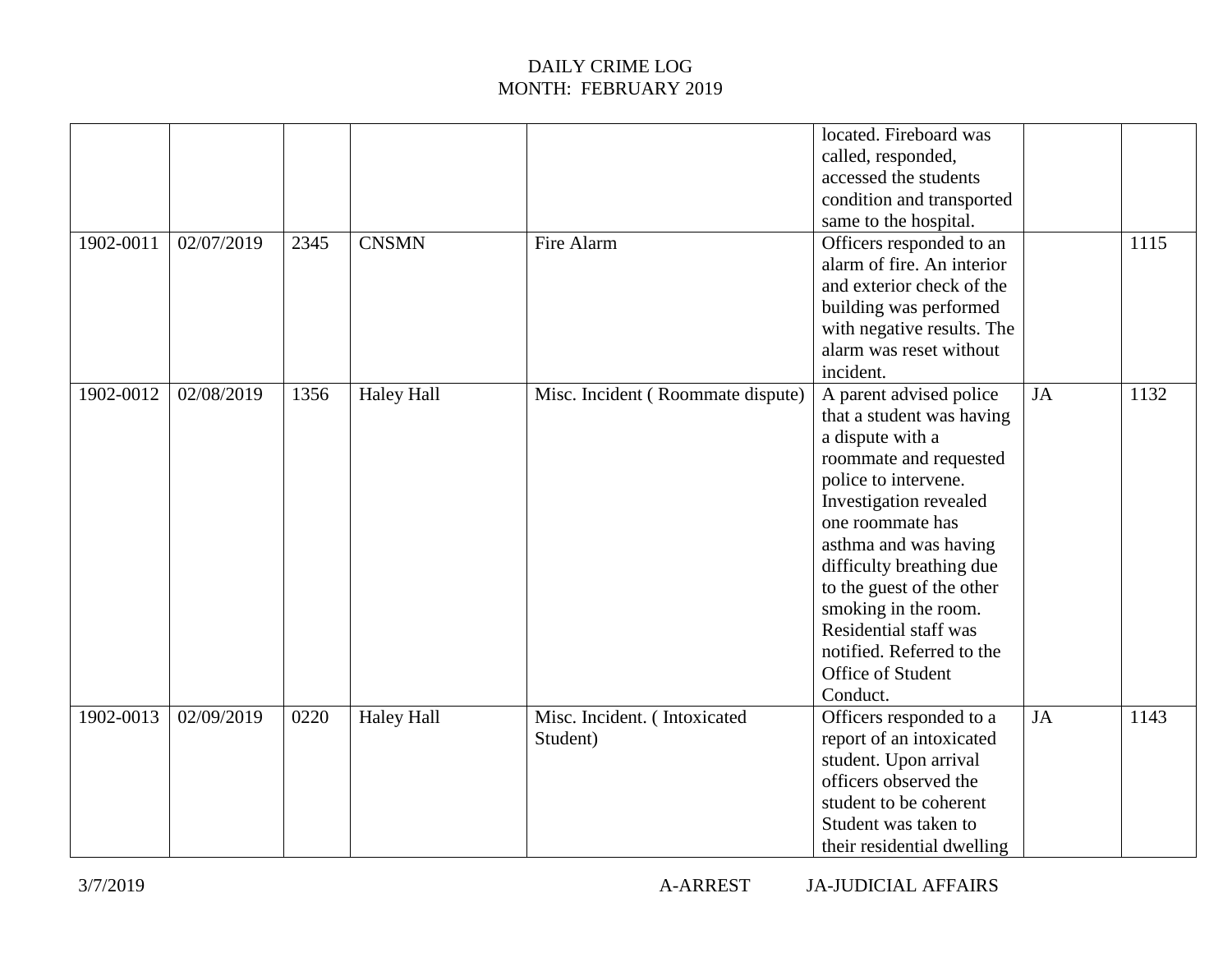DAILY CRIME LOG
MONTH: FEBRUARY 2019

| | | | | | | | |
|---|---|---|---|---|---|---|---|
| | | | | | located. Fireboard was called, responded, accessed the students condition and transported same to the hospital. | | |
| 1902-0011 | 02/07/2019 | 2345 | CNSMN | Fire Alarm | Officers responded to an alarm of fire. An interior and exterior check of the building was performed with negative results. The alarm was reset without incident. | | 1115 |
| 1902-0012 | 02/08/2019 | 1356 | Haley Hall | Misc. Incident ( Roommate dispute) | A parent advised police that a student was having a dispute with a roommate and requested police to intervene. Investigation revealed one roommate has asthma and was having difficulty breathing due to the guest of the other smoking in the room. Residential staff was notified. Referred to the Office of Student Conduct. | JA | 1132 |
| 1902-0013 | 02/09/2019 | 0220 | Haley Hall | Misc. Incident. ( Intoxicated Student) | Officers responded to a report of an intoxicated student. Upon arrival officers observed the student to be coherent Student was taken to their residential dwelling | JA | 1143 |

3/7/2019 A-ARREST JA-JUDICIAL AFFAIRS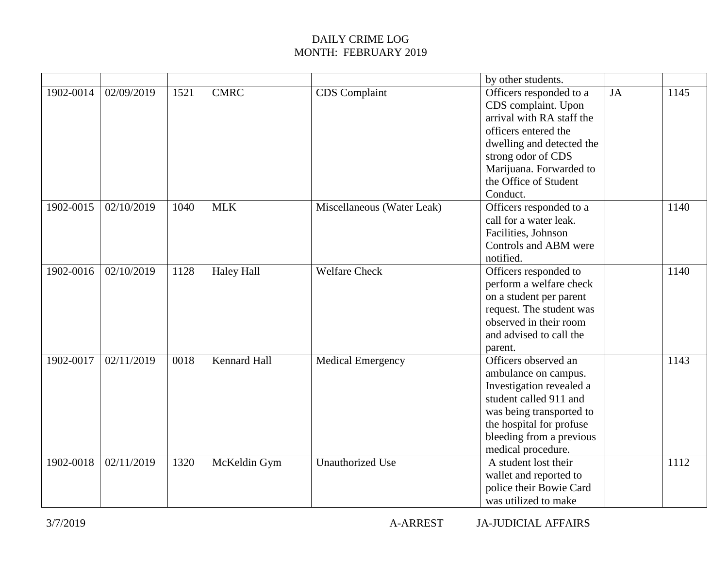DAILY CRIME LOG
MONTH: FEBRUARY 2019

| | | | | | | | |
|---|---|---|---|---|---|---|---|
| | | | | | by other students. | | |
| 1902-0014 | 02/09/2019 | 1521 | CMRC | CDS Complaint | Officers responded to a CDS complaint. Upon arrival with RA staff the officers entered the dwelling and detected the strong odor of CDS Marijuana. Forwarded to the Office of Student Conduct. | JA | 1145 |
| 1902-0015 | 02/10/2019 | 1040 | MLK | Miscellaneous (Water Leak) | Officers responded to a call for a water leak. Facilities, Johnson Controls and ABM were notified. | | 1140 |
| 1902-0016 | 02/10/2019 | 1128 | Haley Hall | Welfare Check | Officers responded to perform a welfare check on a student per parent request. The student was observed in their room and advised to call the parent. | | 1140 |
| 1902-0017 | 02/11/2019 | 0018 | Kennard Hall | Medical Emergency | Officers observed an ambulance on campus. Investigation revealed a student called 911 and was being transported to the hospital for profuse bleeding from a previous medical procedure. | | 1143 |
| 1902-0018 | 02/11/2019 | 1320 | McKeldin Gym | Unauthorized Use | A student lost their wallet and reported to police their Bowie Card was utilized to make | | 1112 |

3/7/2019 A-ARREST JA-JUDICIAL AFFAIRS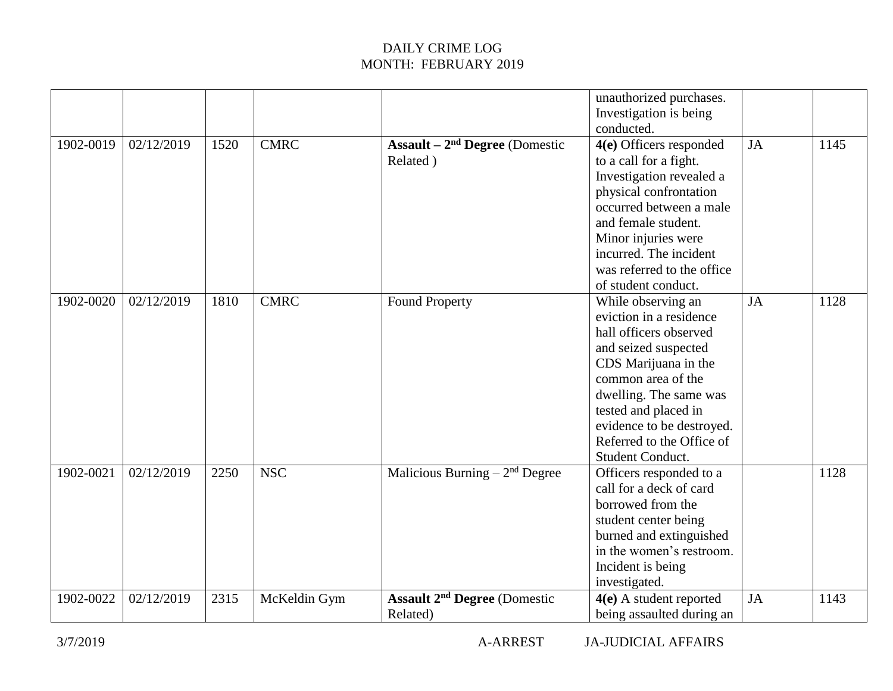DAILY CRIME LOG
MONTH: FEBRUARY 2019

| | | | | | | | |
|---|---|---|---|---|---|---|---|
| | | | | | unauthorized purchases. Investigation is being conducted. | | |
| 1902-0019 | 02/12/2019 | 1520 | CMRC | **Assault – 2nd Degree** (Domestic Related ) | **4(e)** Officers responded to a call for a fight. Investigation revealed a physical confrontation occurred between a male and female student. Minor injuries were incurred. The incident was referred to the office of student conduct. | JA | 1145 |
| 1902-0020 | 02/12/2019 | 1810 | CMRC | Found Property | While observing an eviction in a residence hall officers observed and seized suspected CDS Marijuana in the common area of the dwelling. The same was tested and placed in evidence to be destroyed. Referred to the Office of Student Conduct. | JA | 1128 |
| 1902-0021 | 02/12/2019 | 2250 | NSC | Malicious Burning – 2nd Degree | Officers responded to a call for a deck of card borrowed from the student center being burned and extinguished in the women's restroom. Incident is being investigated. | | 1128 |
| 1902-0022 | 02/12/2019 | 2315 | McKeldin Gym | **Assault 2nd Degree** (Domestic Related) | **4(e)** A student reported being assaulted during an | JA | 1143 |

3/7/2019 A-ARREST JA-JUDICIAL AFFAIRS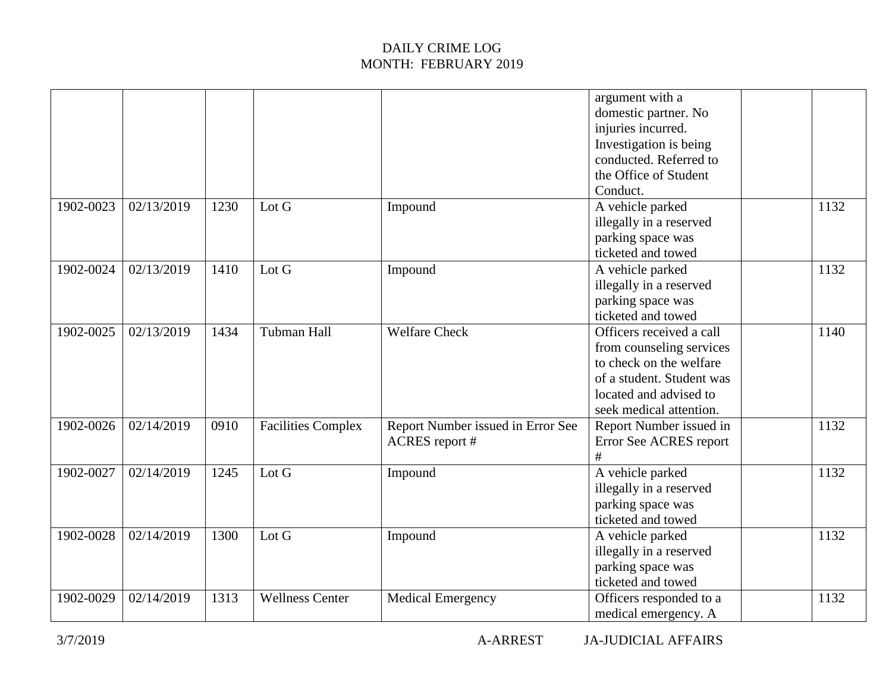DAILY CRIME LOG
MONTH: FEBRUARY 2019

| | | | | | | | |
|---|---|---|---|---|---|---|---|
| | | | | | argument with a domestic partner. No injuries incurred. Investigation is being conducted. Referred to the Office of Student Conduct. | | |
| 1902-0023 | 02/13/2019 | 1230 | Lot G | Impound | A vehicle parked illegally in a reserved parking space was ticketed and towed | | 1132 |
| 1902-0024 | 02/13/2019 | 1410 | Lot G | Impound | A vehicle parked illegally in a reserved parking space was ticketed and towed | | 1132 |
| 1902-0025 | 02/13/2019 | 1434 | Tubman Hall | Welfare Check | Officers received a call from counseling services to check on the welfare of a student. Student was located and advised to seek medical attention. | | 1140 |
| 1902-0026 | 02/14/2019 | 0910 | Facilities Complex | Report Number issued in Error See ACRES report # | Report Number issued in Error See ACRES report # | | 1132 |
| 1902-0027 | 02/14/2019 | 1245 | Lot G | Impound | A vehicle parked illegally in a reserved parking space was ticketed and towed | | 1132 |
| 1902-0028 | 02/14/2019 | 1300 | Lot G | Impound | A vehicle parked illegally in a reserved parking space was ticketed and towed | | 1132 |
| 1902-0029 | 02/14/2019 | 1313 | Wellness Center | Medical Emergency | Officers responded to a medical emergency. A | | 1132 |

3/7/2019 A-ARREST JA-JUDICIAL AFFAIRS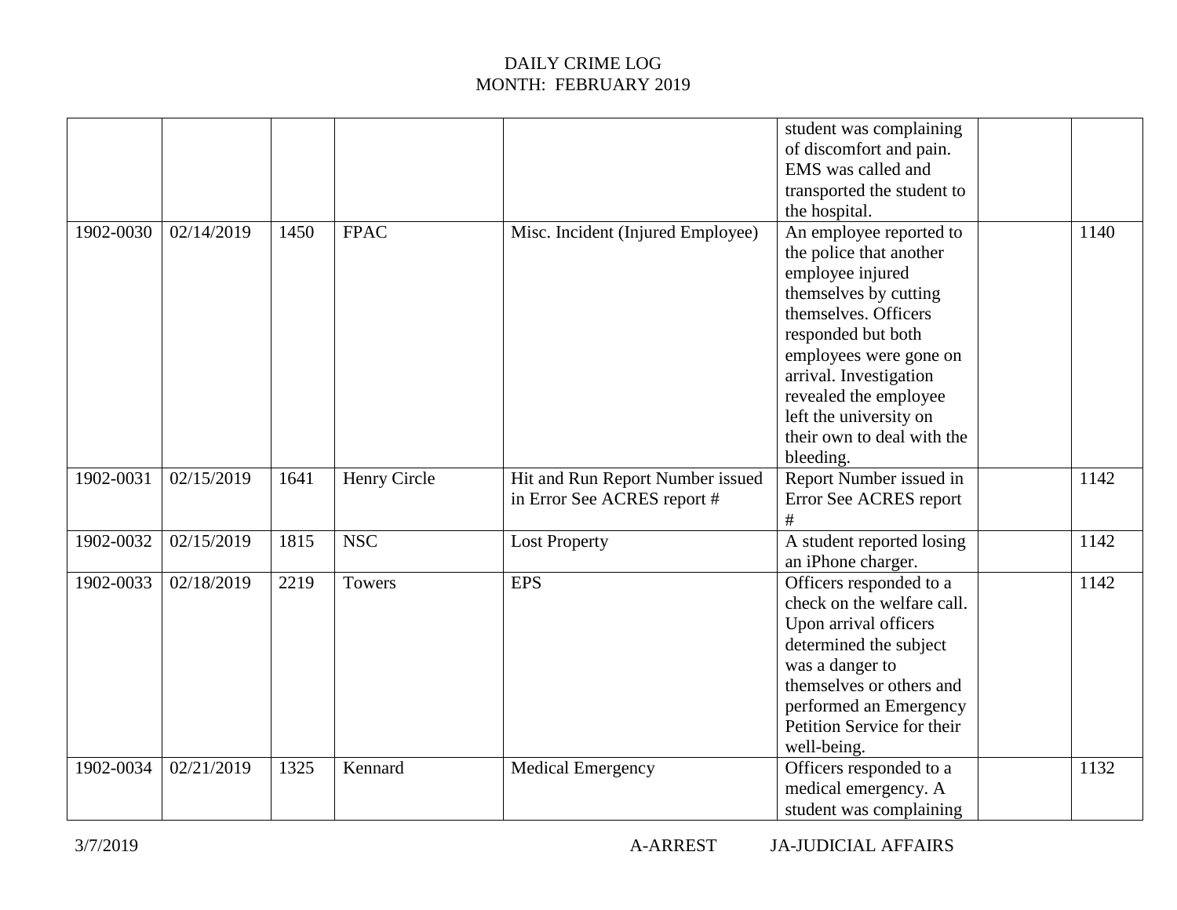DAILY CRIME LOG
MONTH: FEBRUARY 2019

| | | | | | | | |
|---|---|---|---|---|---|---|---|
| | | | | | student was complaining of discomfort and pain. EMS was called and transported the student to the hospital. | | |
| 1902-0030 | 02/14/2019 | 1450 | FPAC | Misc. Incident (Injured Employee) | An employee reported to the police that another employee injured themselves by cutting themselves. Officers responded but both employees were gone on arrival. Investigation revealed the employee left the university on their own to deal with the bleeding. | | 1140 |
| 1902-0031 | 02/15/2019 | 1641 | Henry Circle | Hit and Run Report Number issued in Error See ACRES report # | Report Number issued in Error See ACRES report # | | 1142 |
| 1902-0032 | 02/15/2019 | 1815 | NSC | Lost Property | A student reported losing an iPhone charger. | | 1142 |
| 1902-0033 | 02/18/2019 | 2219 | Towers | EPS | Officers responded to a check on the welfare call. Upon arrival officers determined the subject was a danger to themselves or others and performed an Emergency Petition Service for their well-being. | | 1142 |
| 1902-0034 | 02/21/2019 | 1325 | Kennard | Medical Emergency | Officers responded to a medical emergency. A student was complaining | | 1132 |

3/7/2019 A-ARREST JA-JUDICIAL AFFAIRS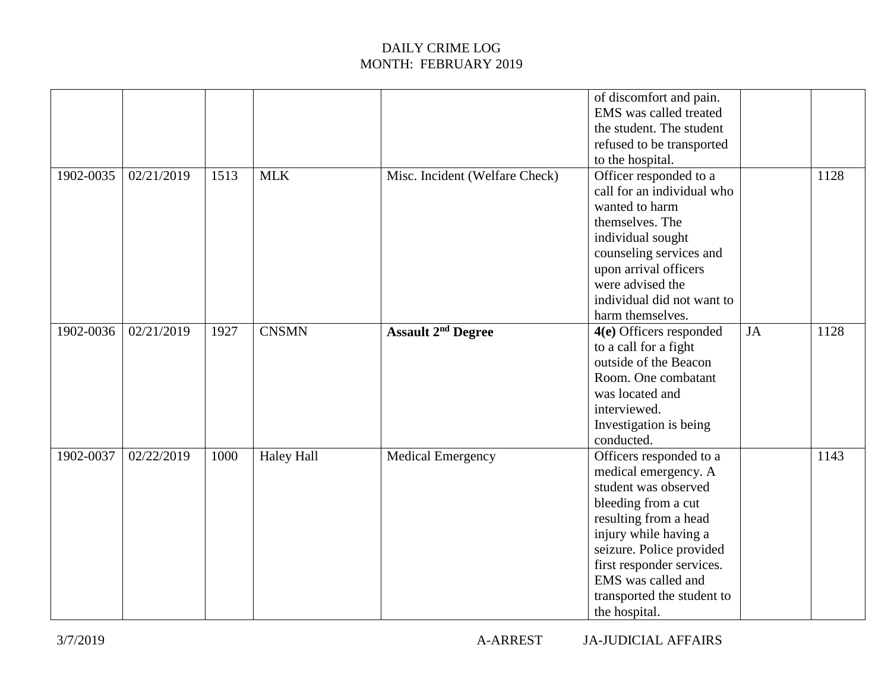DAILY CRIME LOG
MONTH: FEBRUARY 2019

| | | | | | | | |
|---|---|---|---|---|---|---|---|
| | | | | | of discomfort and pain. EMS was called treated the student. The student refused to be transported to the hospital. | | |
| 1902-0035 | 02/21/2019 | 1513 | MLK | Misc. Incident (Welfare Check) | Officer responded to a call for an individual who wanted to harm themselves. The individual sought counseling services and upon arrival officers were advised the individual did not want to harm themselves. | | 1128 |
| 1902-0036 | 02/21/2019 | 1927 | CNSMN | **Assault 2nd Degree** | **4(e)** Officers responded to a call for a fight outside of the Beacon Room. One combatant was located and interviewed. Investigation is being conducted. | JA | 1128 |
| 1902-0037 | 02/22/2019 | 1000 | Haley Hall | Medical Emergency | Officers responded to a medical emergency. A student was observed bleeding from a cut resulting from a head injury while having a seizure. Police provided first responder services. EMS was called and transported the student to the hospital. | | 1143 |

3/7/2019 A-ARREST JA-JUDICIAL AFFAIRS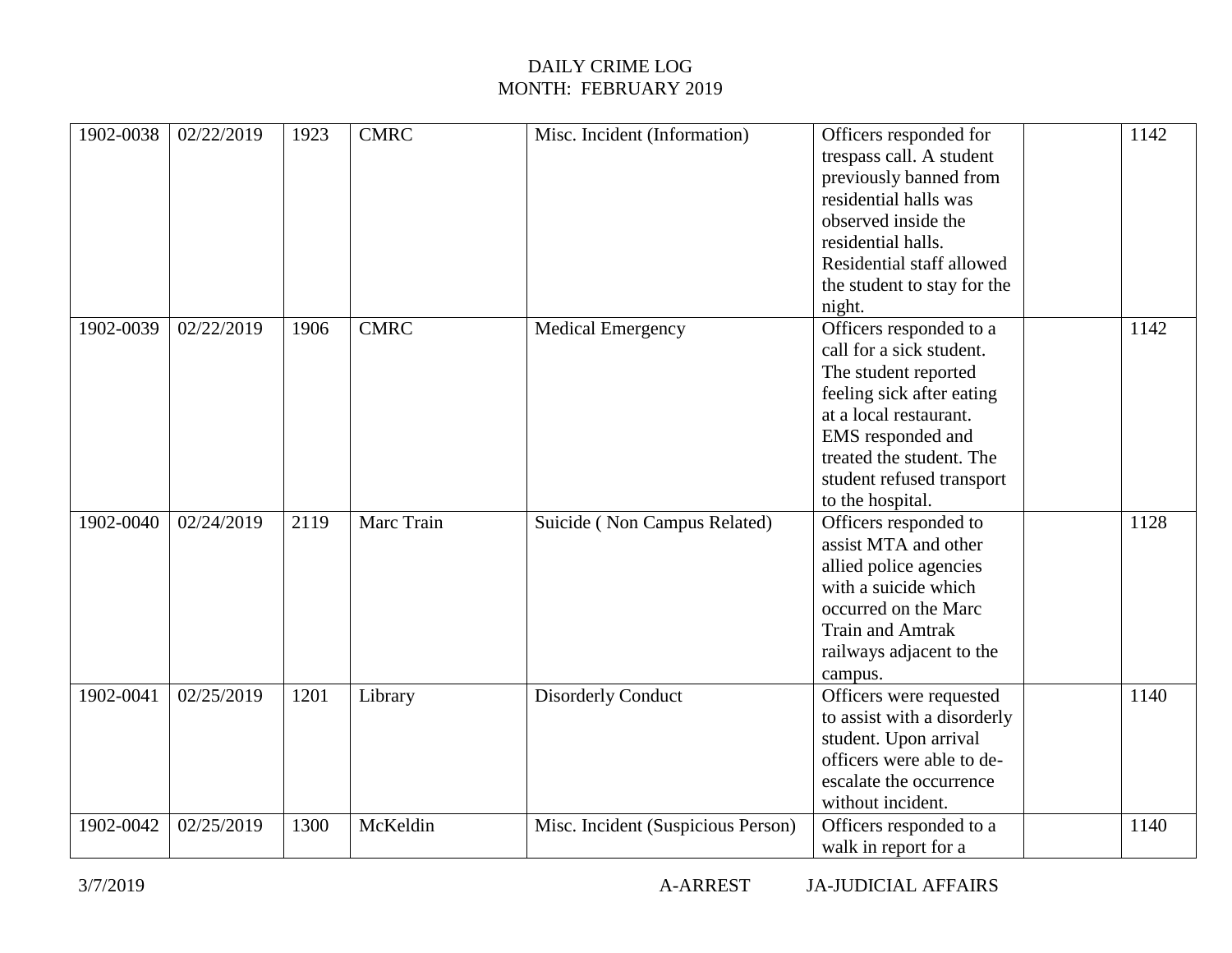DAILY CRIME LOG
MONTH: FEBRUARY 2019

| | | | | | | | |
|---|---|---|---|---|---|---|---|
| 1902-0038 | 02/22/2019 | 1923 | CMRC | Misc. Incident (Information) | Officers responded for trespass call. A student previously banned from residential halls was observed inside the residential halls. Residential staff allowed the student to stay for the night. | | 1142 |
| 1902-0039 | 02/22/2019 | 1906 | CMRC | Medical Emergency | Officers responded to a call for a sick student. The student reported feeling sick after eating at a local restaurant. EMS responded and treated the student. The student refused transport to the hospital. | | 1142 |
| 1902-0040 | 02/24/2019 | 2119 | Marc Train | Suicide ( Non Campus Related) | Officers responded to assist MTA and other allied police agencies with a suicide which occurred on the Marc Train and Amtrak railways adjacent to the campus. | | 1128 |
| 1902-0041 | 02/25/2019 | 1201 | Library | Disorderly Conduct | Officers were requested to assist with a disorderly student. Upon arrival officers were able to de-escalate the occurrence without incident. | | 1140 |
| 1902-0042 | 02/25/2019 | 1300 | McKeldin | Misc. Incident (Suspicious Person) | Officers responded to a walk in report for a | | 1140 |

3/7/2019 A-ARREST JA-JUDICIAL AFFAIRS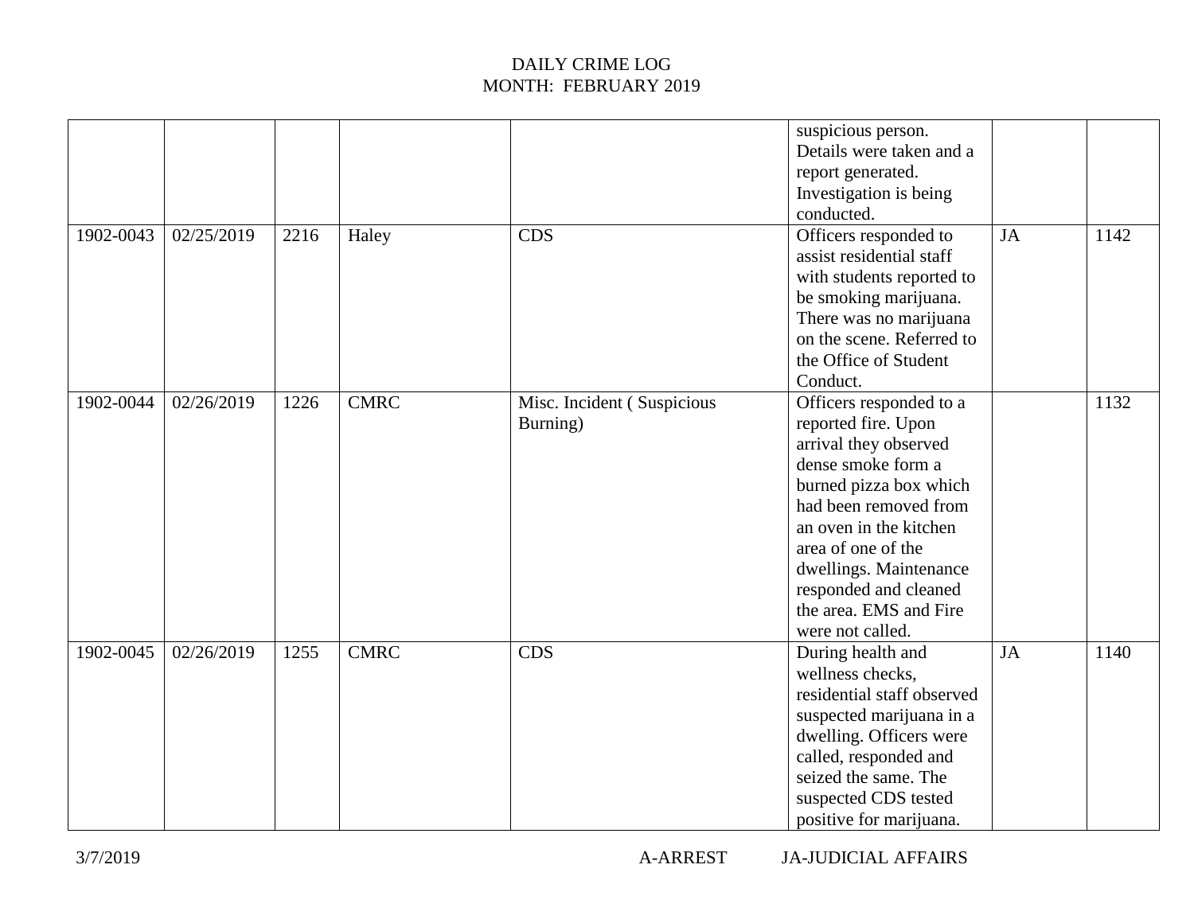DAILY CRIME LOG
MONTH: FEBRUARY 2019

| | | | | | | | |
|---|---|---|---|---|---|---|---|
| | | | | | suspicious person. Details were taken and a report generated. Investigation is being conducted. | | |
| 1902-0043 | 02/25/2019 | 2216 | Haley | CDS | Officers responded to assist residential staff with students reported to be smoking marijuana. There was no marijuana on the scene. Referred to the Office of Student Conduct. | JA | 1142 |
| 1902-0044 | 02/26/2019 | 1226 | CMRC | Misc. Incident ( Suspicious Burning) | Officers responded to a reported fire. Upon arrival they observed dense smoke form a burned pizza box which had been removed from an oven in the kitchen area of one of the dwellings. Maintenance responded and cleaned the area. EMS and Fire were not called. | | 1132 |
| 1902-0045 | 02/26/2019 | 1255 | CMRC | CDS | During health and wellness checks, residential staff observed suspected marijuana in a dwelling. Officers were called, responded and seized the same. The suspected CDS tested positive for marijuana. | JA | 1140 |

3/7/2019 A-ARREST JA-JUDICIAL AFFAIRS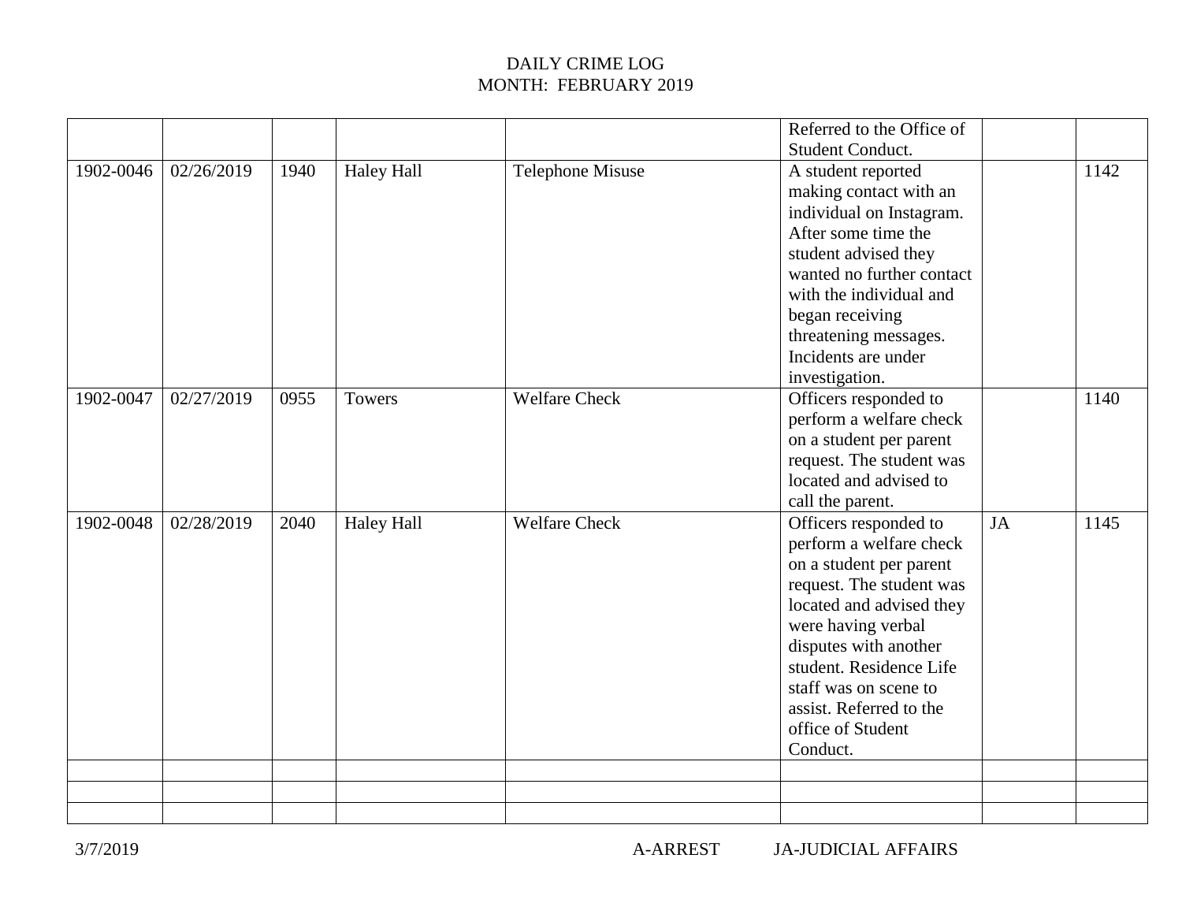DAILY CRIME LOG
MONTH: FEBRUARY 2019

| | | | | | | | |
|---|---|---|---|---|---|---|---|
| | | | | | Referred to the Office of Student Conduct. | | |
| 1902-0046 | 02/26/2019 | 1940 | Haley Hall | Telephone Misuse | A student reported making contact with an individual on Instagram. After some time the student advised they wanted no further contact with the individual and began receiving threatening messages. Incidents are under investigation. | | 1142 |
| 1902-0047 | 02/27/2019 | 0955 | Towers | Welfare Check | Officers responded to perform a welfare check on a student per parent request. The student was located and advised to call the parent. | | 1140 |
| 1902-0048 | 02/28/2019 | 2040 | Haley Hall | Welfare Check | Officers responded to perform a welfare check on a student per parent request. The student was located and advised they were having verbal disputes with another student. Residence Life staff was on scene to assist. Referred to the office of Student Conduct. | JA | 1145 |
| | | | | | | | |
| | | | | | | | |
| | | | | | | | |

3/7/2019 A-ARREST JA-JUDICIAL AFFAIRS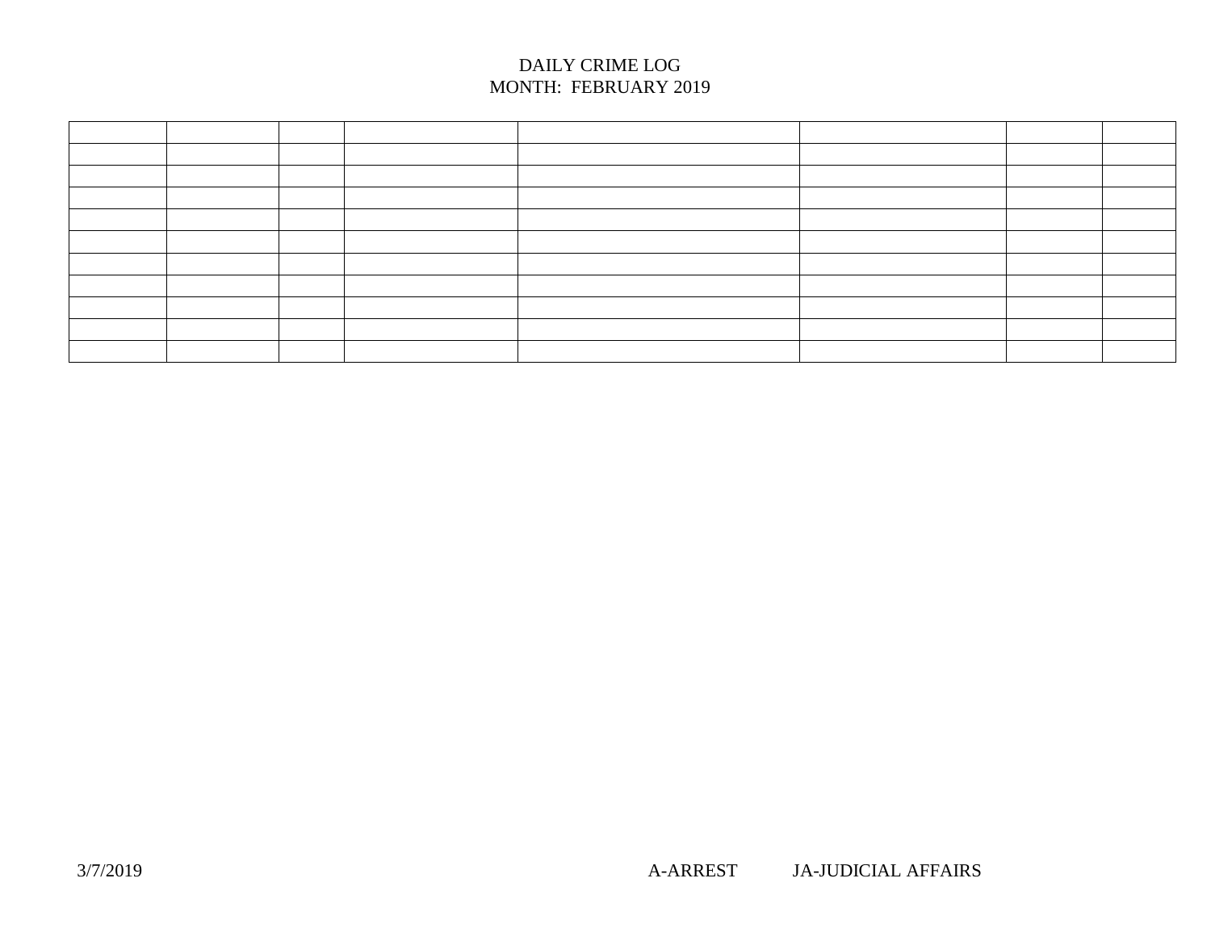DAILY CRIME LOG
MONTH: FEBRUARY 2019

| | | | | | | | |
|---|---|---|---|---|---|---|---|
| | | | | | | | |
| | | | | | | | |
| | | | | | | | |
| | | | | | | | |
| | | | | | | | |
| | | | | | | | |
| | | | | | | | |
| | | | | | | | |
| | | | | | | | |
| | | | | | | | |

A-ARREST JA-JUDICIAL AFFAIRS